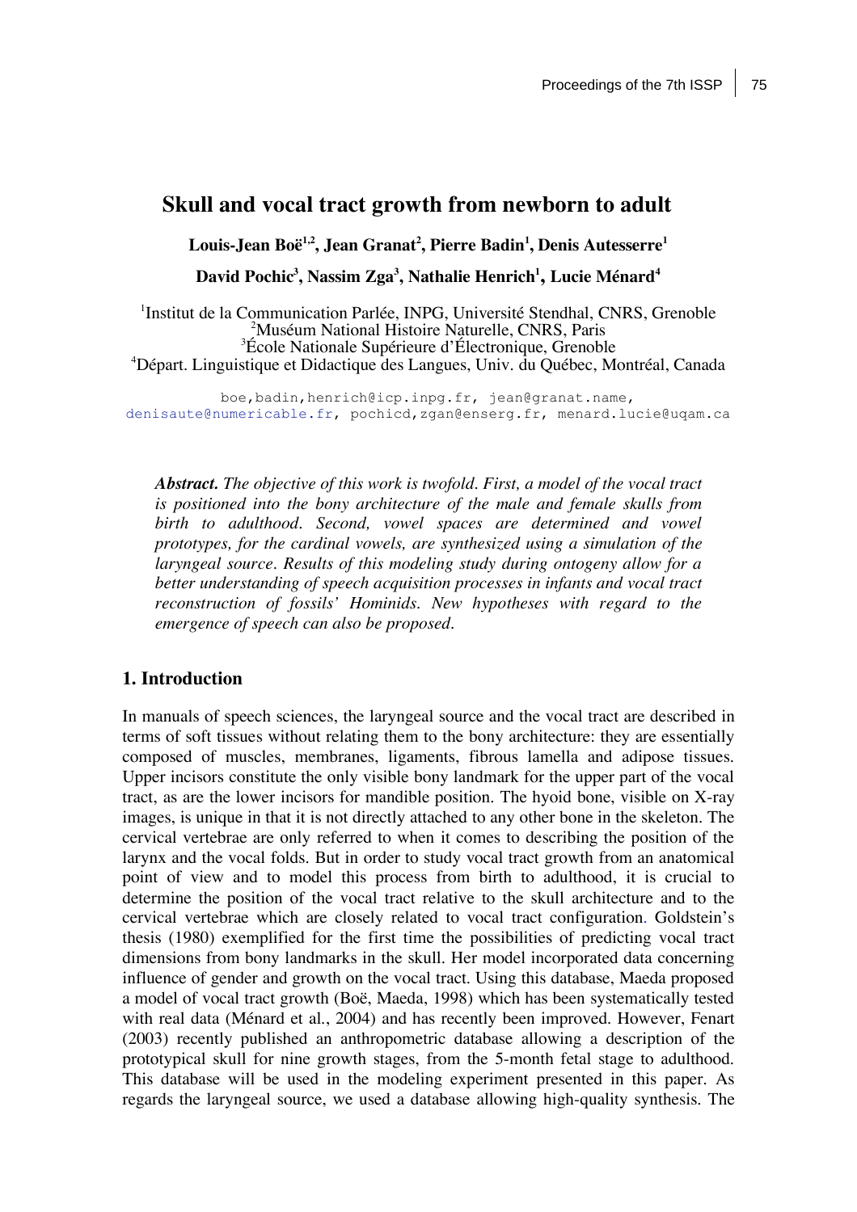# Skull and vocal tract growth from newborn to adult

**Louis-Jean Boë[1,2], Jean Granat[2], Pierre Badin[1], Denis Autesserre[1]**

**David Pochic[3], Nassim Zga[3], Nathalie Henrich[1], Lucie Ménard[4]**

[1]Institut de la Communication Parlée, INPG, Université Stendhal, CNRS, Grenoble
[2]Muséum National Histoire Naturelle, CNRS, Paris
[3]École Nationale Supérieure d'Électronique, Grenoble
[4]Départ. Linguistique et Didactique des Langues, Univ. du Québec, Montréal, Canada

boe,badin,henrich@icp.inpg.fr, jean@granat.name, denisaute@numericable.fr, pochicd,zgan@enserg.fr, menard.lucie@uqam.ca

***Abstract.*** *The objective of this work is twofold. First, a model of the vocal tract is positioned into the bony architecture of the male and female skulls from birth to adulthood. Second, vowel spaces are determined and vowel prototypes, for the cardinal vowels, are synthesized using a simulation of the laryngeal source. Results of this modeling study during ontogeny allow for a better understanding of speech acquisition processes in infants and vocal tract reconstruction of fossils' Hominids. New hypotheses with regard to the emergence of speech can also be proposed.*

## 1. Introduction

In manuals of speech sciences, the laryngeal source and the vocal tract are described in terms of soft tissues without relating them to the bony architecture: they are essentially composed of muscles, membranes, ligaments, fibrous lamella and adipose tissues. Upper incisors constitute the only visible bony landmark for the upper part of the vocal tract, as are the lower incisors for mandible position. The hyoid bone, visible on X-ray images, is unique in that it is not directly attached to any other bone in the skeleton. The cervical vertebrae are only referred to when it comes to describing the position of the larynx and the vocal folds. But in order to study vocal tract growth from an anatomical point of view and to model this process from birth to adulthood, it is crucial to determine the position of the vocal tract relative to the skull architecture and to the cervical vertebrae which are closely related to vocal tract configuration. Goldstein's thesis (1980) exemplified for the first time the possibilities of predicting vocal tract dimensions from bony landmarks in the skull. Her model incorporated data concerning influence of gender and growth on the vocal tract. Using this database, Maeda proposed a model of vocal tract growth (Boë, Maeda, 1998) which has been systematically tested with real data (Ménard et al., 2004) and has recently been improved. However, Fenart (2003) recently published an anthropometric database allowing a description of the prototypical skull for nine growth stages, from the 5-month fetal stage to adulthood. This database will be used in the modeling experiment presented in this paper. As regards the laryngeal source, we used a database allowing high-quality synthesis. The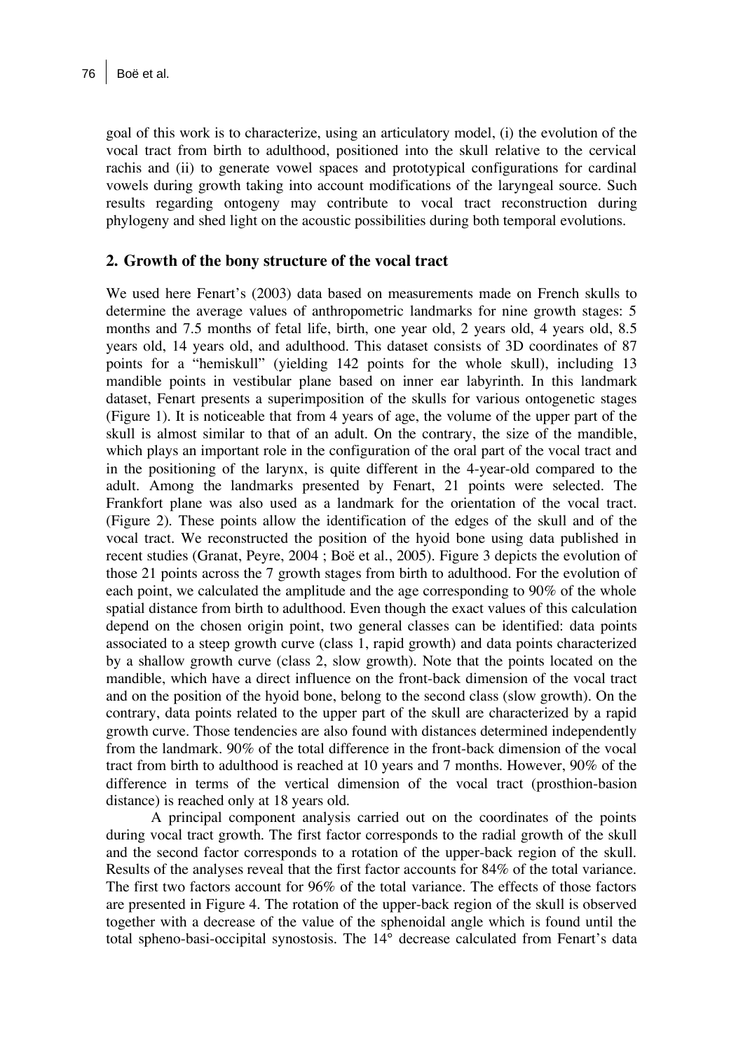goal of this work is to characterize, using an articulatory model, (i) the evolution of the vocal tract from birth to adulthood, positioned into the skull relative to the cervical rachis and (ii) to generate vowel spaces and prototypical configurations for cardinal vowels during growth taking into account modifications of the laryngeal source. Such results regarding ontogeny may contribute to vocal tract reconstruction during phylogeny and shed light on the acoustic possibilities during both temporal evolutions.

## 2. Growth of the bony structure of the vocal tract

We used here Fenart's (2003) data based on measurements made on French skulls to determine the average values of anthropometric landmarks for nine growth stages: 5 months and 7.5 months of fetal life, birth, one year old, 2 years old, 4 years old, 8.5 years old, 14 years old, and adulthood. This dataset consists of 3D coordinates of 87 points for a "hemiskull" (yielding 142 points for the whole skull), including 13 mandible points in vestibular plane based on inner ear labyrinth. In this landmark dataset, Fenart presents a superimposition of the skulls for various ontogenetic stages (Figure 1). It is noticeable that from 4 years of age, the volume of the upper part of the skull is almost similar to that of an adult. On the contrary, the size of the mandible, which plays an important role in the configuration of the oral part of the vocal tract and in the positioning of the larynx, is quite different in the 4-year-old compared to the adult. Among the landmarks presented by Fenart, 21 points were selected. The Frankfort plane was also used as a landmark for the orientation of the vocal tract. (Figure 2). These points allow the identification of the edges of the skull and of the vocal tract. We reconstructed the position of the hyoid bone using data published in recent studies (Granat, Peyre, 2004 ; Boë et al., 2005). Figure 3 depicts the evolution of those 21 points across the 7 growth stages from birth to adulthood. For the evolution of each point, we calculated the amplitude and the age corresponding to 90% of the whole spatial distance from birth to adulthood. Even though the exact values of this calculation depend on the chosen origin point, two general classes can be identified: data points associated to a steep growth curve (class 1, rapid growth) and data points characterized by a shallow growth curve (class 2, slow growth). Note that the points located on the mandible, which have a direct influence on the front-back dimension of the vocal tract and on the position of the hyoid bone, belong to the second class (slow growth). On the contrary, data points related to the upper part of the skull are characterized by a rapid growth curve. Those tendencies are also found with distances determined independently from the landmark. 90% of the total difference in the front-back dimension of the vocal tract from birth to adulthood is reached at 10 years and 7 months. However, 90% of the difference in terms of the vertical dimension of the vocal tract (prosthion-basion distance) is reached only at 18 years old.

A principal component analysis carried out on the coordinates of the points during vocal tract growth. The first factor corresponds to the radial growth of the skull and the second factor corresponds to a rotation of the upper-back region of the skull. Results of the analyses reveal that the first factor accounts for 84% of the total variance. The first two factors account for 96% of the total variance. The effects of those factors are presented in Figure 4. The rotation of the upper-back region of the skull is observed together with a decrease of the value of the sphenoidal angle which is found until the total spheno-basi-occipital synostosis. The 14° decrease calculated from Fenart's data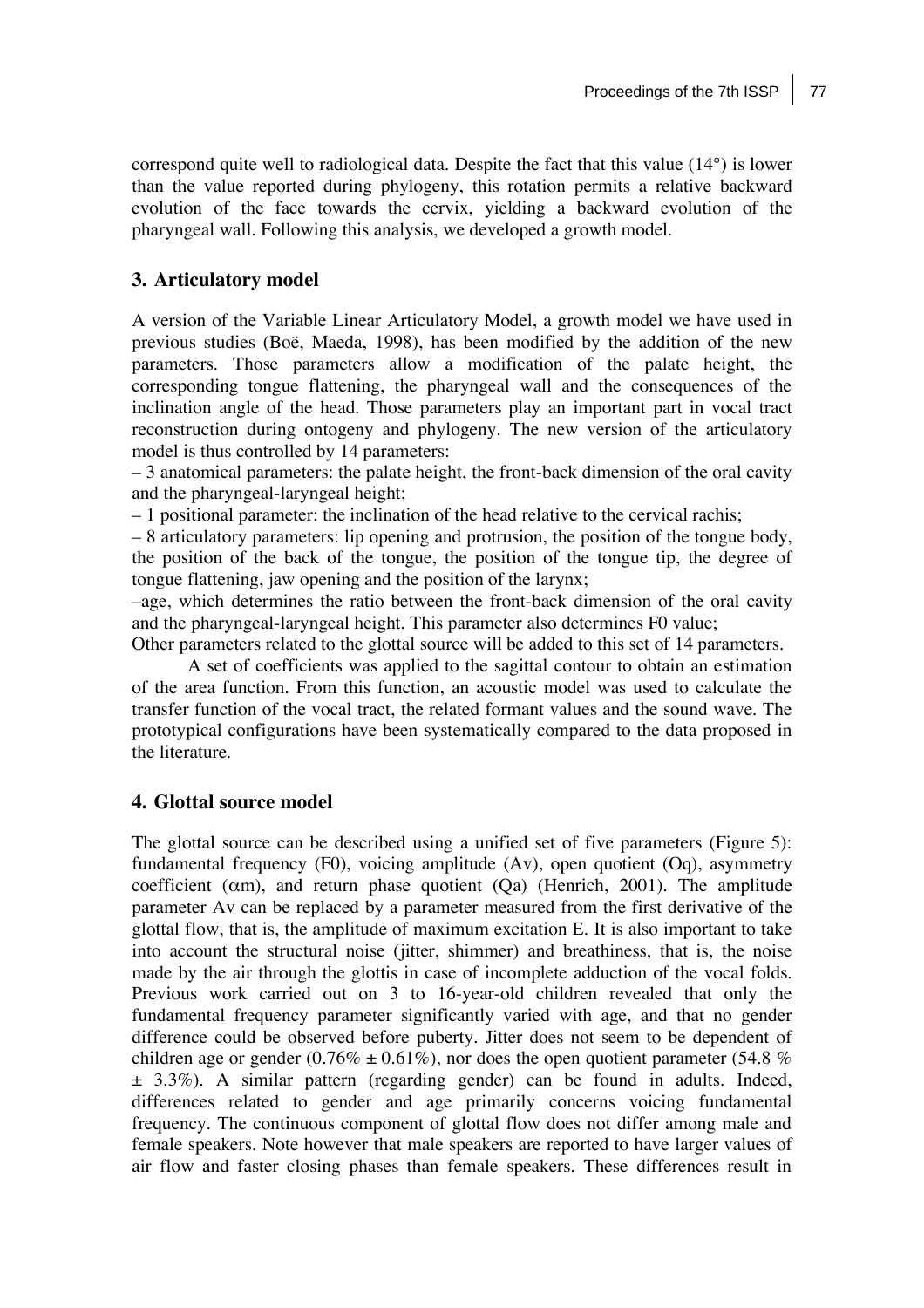correspond quite well to radiological data. Despite the fact that this value (14°) is lower than the value reported during phylogeny, this rotation permits a relative backward evolution of the face towards the cervix, yielding a backward evolution of the pharyngeal wall. Following this analysis, we developed a growth model.

## 3. Articulatory model

A version of the Variable Linear Articulatory Model, a growth model we have used in previous studies (Boë, Maeda, 1998), has been modified by the addition of the new parameters. Those parameters allow a modification of the palate height, the corresponding tongue flattening, the pharyngeal wall and the consequences of the inclination angle of the head. Those parameters play an important part in vocal tract reconstruction during ontogeny and phylogeny. The new version of the articulatory model is thus controlled by 14 parameters:

– 3 anatomical parameters: the palate height, the front-back dimension of the oral cavity and the pharyngeal-laryngeal height;

– 1 positional parameter: the inclination of the head relative to the cervical rachis;

– 8 articulatory parameters: lip opening and protrusion, the position of the tongue body, the position of the back of the tongue, the position of the tongue tip, the degree of tongue flattening, jaw opening and the position of the larynx;

–age, which determines the ratio between the front-back dimension of the oral cavity and the pharyngeal-laryngeal height. This parameter also determines F0 value;

Other parameters related to the glottal source will be added to this set of 14 parameters.

A set of coefficients was applied to the sagittal contour to obtain an estimation of the area function. From this function, an acoustic model was used to calculate the transfer function of the vocal tract, the related formant values and the sound wave. The prototypical configurations have been systematically compared to the data proposed in the literature.

## 4. Glottal source model

The glottal source can be described using a unified set of five parameters (Figure 5): fundamental frequency (F0), voicing amplitude (Av), open quotient (Oq), asymmetry coefficient ($\alpha$m), and return phase quotient (Qa) (Henrich, 2001). The amplitude parameter Av can be replaced by a parameter measured from the first derivative of the glottal flow, that is, the amplitude of maximum excitation E. It is also important to take into account the structural noise (jitter, shimmer) and breathiness, that is, the noise made by the air through the glottis in case of incomplete adduction of the vocal folds. Previous work carried out on 3 to 16-year-old children revealed that only the fundamental frequency parameter significantly varied with age, and that no gender difference could be observed before puberty. Jitter does not seem to be dependent of children age or gender (0.76% ± 0.61%), nor does the open quotient parameter (54.8 % ± 3.3%). A similar pattern (regarding gender) can be found in adults. Indeed, differences related to gender and age primarily concerns voicing fundamental frequency. The continuous component of glottal flow does not differ among male and female speakers. Note however that male speakers are reported to have larger values of air flow and faster closing phases than female speakers. These differences result in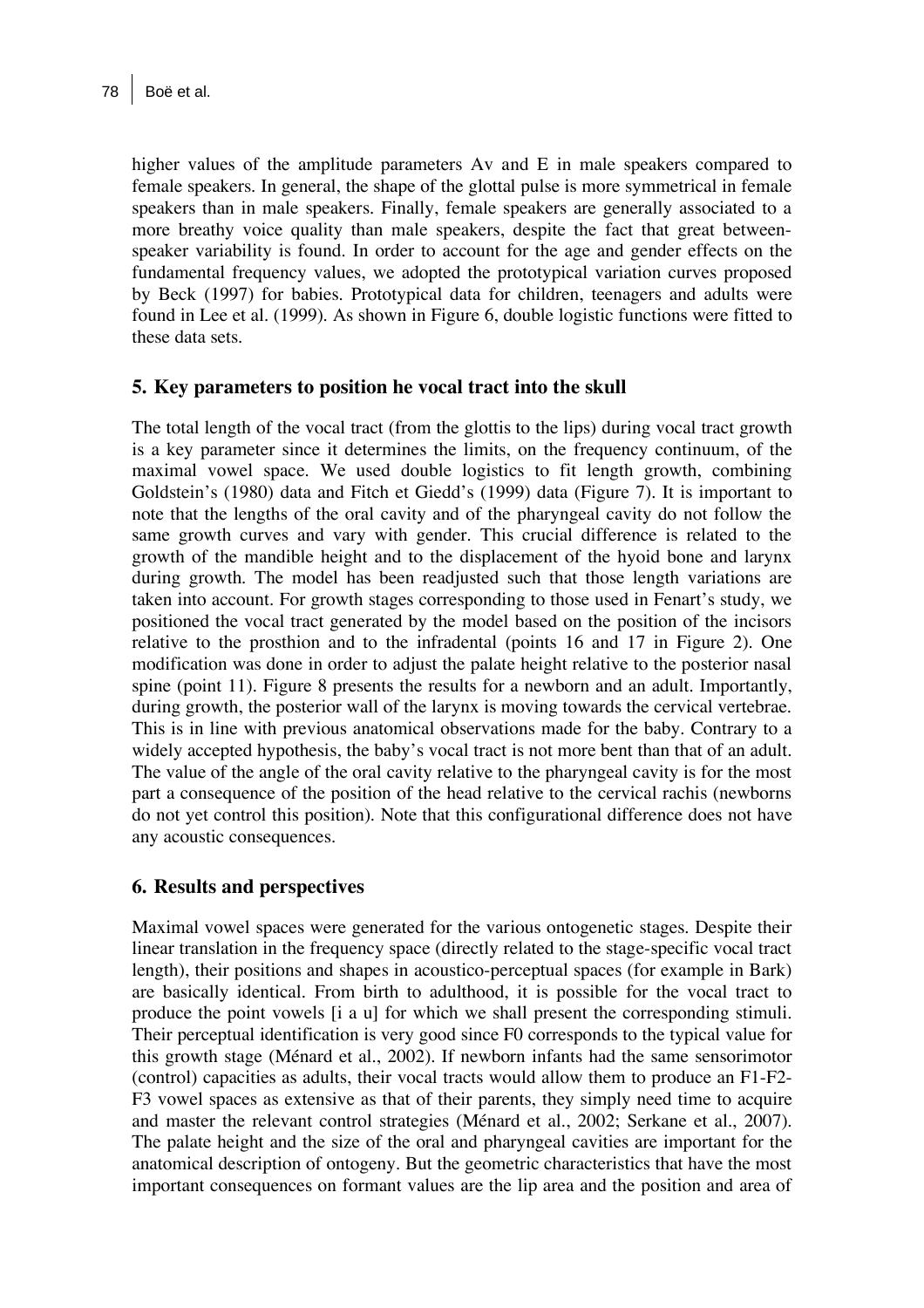higher values of the amplitude parameters Av and E in male speakers compared to female speakers. In general, the shape of the glottal pulse is more symmetrical in female speakers than in male speakers. Finally, female speakers are generally associated to a more breathy voice quality than male speakers, despite the fact that great between-speaker variability is found. In order to account for the age and gender effects on the fundamental frequency values, we adopted the prototypical variation curves proposed by Beck (1997) for babies. Prototypical data for children, teenagers and adults were found in Lee et al. (1999). As shown in Figure 6, double logistic functions were fitted to these data sets.

## 5. Key parameters to position he vocal tract into the skull

The total length of the vocal tract (from the glottis to the lips) during vocal tract growth is a key parameter since it determines the limits, on the frequency continuum, of the maximal vowel space. We used double logistics to fit length growth, combining Goldstein's (1980) data and Fitch et Giedd's (1999) data (Figure 7). It is important to note that the lengths of the oral cavity and of the pharyngeal cavity do not follow the same growth curves and vary with gender. This crucial difference is related to the growth of the mandible height and to the displacement of the hyoid bone and larynx during growth. The model has been readjusted such that those length variations are taken into account. For growth stages corresponding to those used in Fenart's study, we positioned the vocal tract generated by the model based on the position of the incisors relative to the prosthion and to the infradental (points 16 and 17 in Figure 2). One modification was done in order to adjust the palate height relative to the posterior nasal spine (point 11). Figure 8 presents the results for a newborn and an adult. Importantly, during growth, the posterior wall of the larynx is moving towards the cervical vertebrae. This is in line with previous anatomical observations made for the baby. Contrary to a widely accepted hypothesis, the baby's vocal tract is not more bent than that of an adult. The value of the angle of the oral cavity relative to the pharyngeal cavity is for the most part a consequence of the position of the head relative to the cervical rachis (newborns do not yet control this position). Note that this configurational difference does not have any acoustic consequences.

## 6. Results and perspectives

Maximal vowel spaces were generated for the various ontogenetic stages. Despite their linear translation in the frequency space (directly related to the stage-specific vocal tract length), their positions and shapes in acoustico-perceptual spaces (for example in Bark) are basically identical. From birth to adulthood, it is possible for the vocal tract to produce the point vowels [i a u] for which we shall present the corresponding stimuli. Their perceptual identification is very good since F0 corresponds to the typical value for this growth stage (Ménard et al., 2002). If newborn infants had the same sensorimotor (control) capacities as adults, their vocal tracts would allow them to produce an F1-F2-F3 vowel spaces as extensive as that of their parents, they simply need time to acquire and master the relevant control strategies (Ménard et al., 2002; Serkane et al., 2007). The palate height and the size of the oral and pharyngeal cavities are important for the anatomical description of ontogeny. But the geometric characteristics that have the most important consequences on formant values are the lip area and the position and area of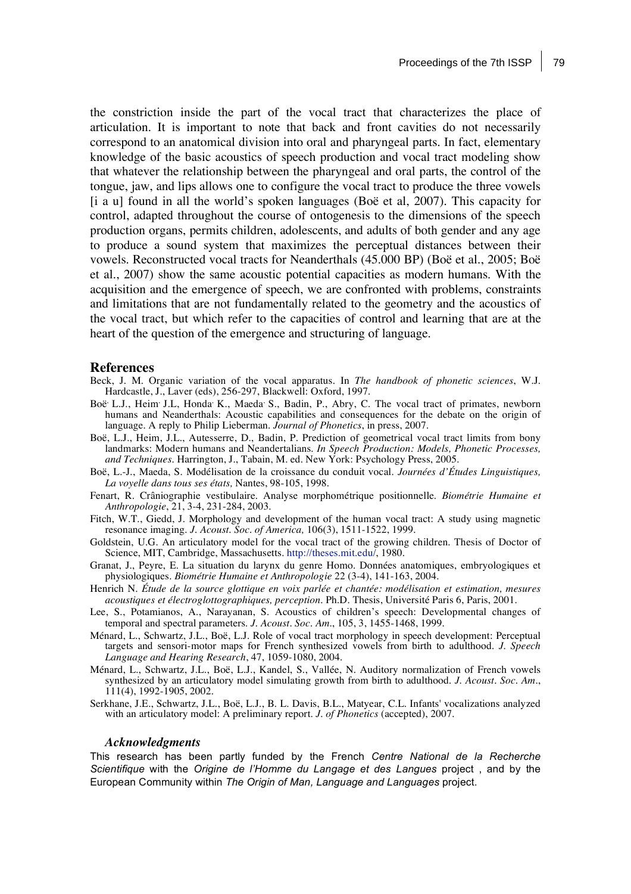the constriction inside the part of the vocal tract that characterizes the place of articulation. It is important to note that back and front cavities do not necessarily correspond to an anatomical division into oral and pharyngeal parts. In fact, elementary knowledge of the basic acoustics of speech production and vocal tract modeling show that whatever the relationship between the pharyngeal and oral parts, the control of the tongue, jaw, and lips allows one to configure the vocal tract to produce the three vowels [i a u] found in all the world's spoken languages (Boë et al, 2007). This capacity for control, adapted throughout the course of ontogenesis to the dimensions of the speech production organs, permits children, adolescents, and adults of both gender and any age to produce a sound system that maximizes the perceptual distances between their vowels. Reconstructed vocal tracts for Neanderthals (45.000 BP) (Boë et al., 2005; Boë et al., 2007) show the same acoustic potential capacities as modern humans. With the acquisition and the emergence of speech, we are confronted with problems, constraints and limitations that are not fundamentally related to the geometry and the acoustics of the vocal tract, but which refer to the capacities of control and learning that are at the heart of the question of the emergence and structuring of language.

## References

Beck, J. M. Organic variation of the vocal apparatus. In *The handbook of phonetic sciences*, W.J. Hardcastle, J., Laver (eds), 256-297, Blackwell: Oxford, 1997.

Boë, L.J., Heim, J.L., Honda, K., Maeda, S., Badin, P., Abry, C. The vocal tract of primates, newborn humans and Neanderthals: Acoustic capabilities and consequences for the debate on the origin of language. A reply to Philip Lieberman. *Journal of Phonetics*, in press, 2007.

Boë, L.J., Heim, J.L., Autesserre, D., Badin, P. Prediction of geometrical vocal tract limits from bony landmarks: Modern humans and Neandertalians. *In Speech Production: Models, Phonetic Processes, and Techniques*. Harrington, J., Tabain, M. ed. New York: Psychology Press, 2005.

Boë, L.-J., Maeda, S. Modélisation de la croissance du conduit vocal. *Journées d'Études Linguistiques, La voyelle dans tous ses états,* Nantes, 98-105, 1998.

Fenart, R. Crâniographie vestibulaire. Analyse morphométrique positionnelle. *Biométrie Humaine et Anthropologie*, 21, 3-4, 231-284, 2003.

Fitch, W.T., Giedd, J. Morphology and development of the human vocal tract: A study using magnetic resonance imaging. *J. Acoust. Soc. of America,* 106(3), 1511-1522, 1999.

Goldstein, U.G. An articulatory model for the vocal tract of the growing children. Thesis of Doctor of Science, MIT, Cambridge, Massachusetts. http://theses.mit.edu/, 1980.

Granat, J., Peyre, E. La situation du larynx du genre Homo. Données anatomiques, embryologiques et physiologiques. *Biométrie Humaine et Anthropologie* 22 (3-4), 141-163, 2004.

Henrich N. *Étude de la source glottique en voix parlée et chantée: modélisation et estimation, mesures acoustiques et électroglottographiques, perception*. Ph.D. Thesis, Université Paris 6, Paris, 2001.

Lee, S., Potamianos, A., Narayanan, S. Acoustics of children's speech: Developmental changes of temporal and spectral parameters. *J. Acoust. Soc. Am.*, 105, 3, 1455-1468, 1999.

Ménard, L., Schwartz, J.L., Boë, L.J. Role of vocal tract morphology in speech development: Perceptual targets and sensori-motor maps for French synthesized vowels from birth to adulthood. *J. Speech Language and Hearing Research*, 47, 1059-1080, 2004.

Ménard, L., Schwartz, J.L., Boë, L.J., Kandel, S., Vallée, N. Auditory normalization of French vowels synthesized by an articulatory model simulating growth from birth to adulthood. *J. Acoust. Soc. Am.*, 111(4), 1992-1905, 2002.

Serkhane, J.E., Schwartz, J.L., Boë, L.J., B. L. Davis, B.L., Matyear, C.L. Infants' vocalizations analyzed with an articulatory model: A preliminary report. *J. of Phonetics* (accepted), 2007.

### *Acknowledgments*

This research has been partly funded by the French *Centre National de la Recherche Scientifique* with the *Origine de l'Homme du Langage et des Langues* project , and by the European Community within *The Origin of Man, Language and Languages* project.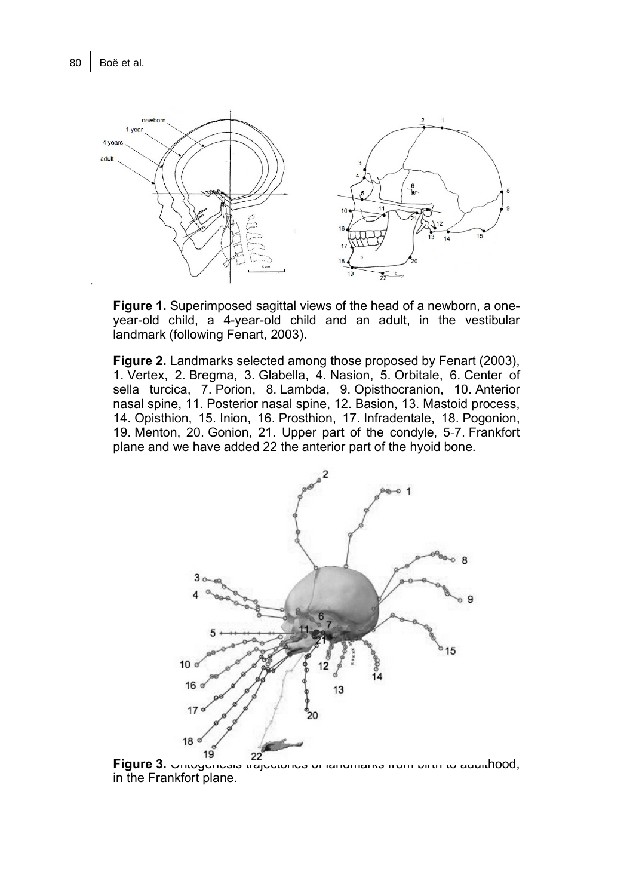**Figure 1.** Superimposed sagittal views of the head of a newborn, a one-year-old child, a 4-year-old child and an adult, in the vestibular landmark (following Fenart, 2003).

**Figure 2.** Landmarks selected among those proposed by Fenart (2003), 1. Vertex, 2. Bregma, 3. Glabella, 4. Nasion, 5. Orbitale, 6. Center of sella turcica, 7. Porion, 8. Lambda, 9. Opisthocranion, 10. Anterior nasal spine, 11. Posterior nasal spine, 12. Basion, 13. Mastoid process, 14. Opisthion, 15. Inion, 16. Prosthion, 17. Infradentale, 18. Pogonion, 19. Menton, 20. Gonion, 21. Upper part of the condyle, 5-7. Frankfort plane and we have added 22 the anterior part of the hyoid bone.

**Figure 3.** Ontogenesis trajectories of landmarks from birth to adulthood, in the Frankfort plane.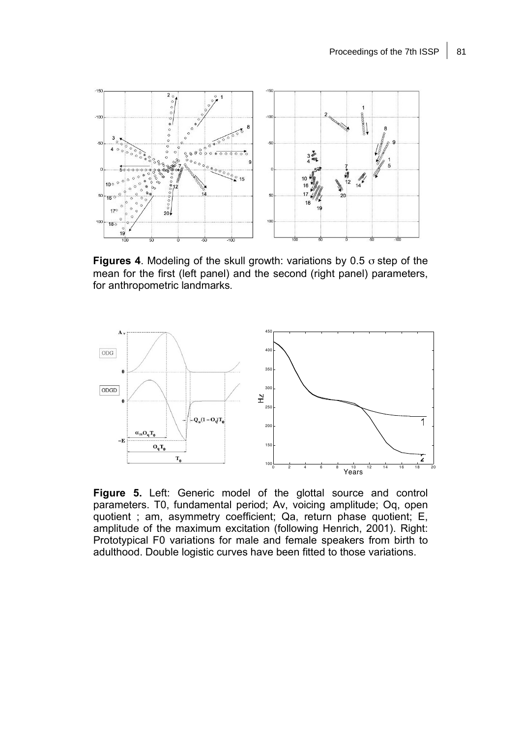**Figures 4**. Modeling of the skull growth: variations by 0.5 σ step of the mean for the first (left panel) and the second (right panel) parameters, for anthropometric landmarks.

**Figure 5.** Left: Generic model of the glottal source and control parameters. T0, fundamental period; Av, voicing amplitude; Oq, open quotient ; am, asymmetry coefficient; Qa, return phase quotient; E, amplitude of the maximum excitation (following Henrich, 2001). Right: Prototypical F0 variations for male and female speakers from birth to adulthood. Double logistic curves have been fitted to those variations.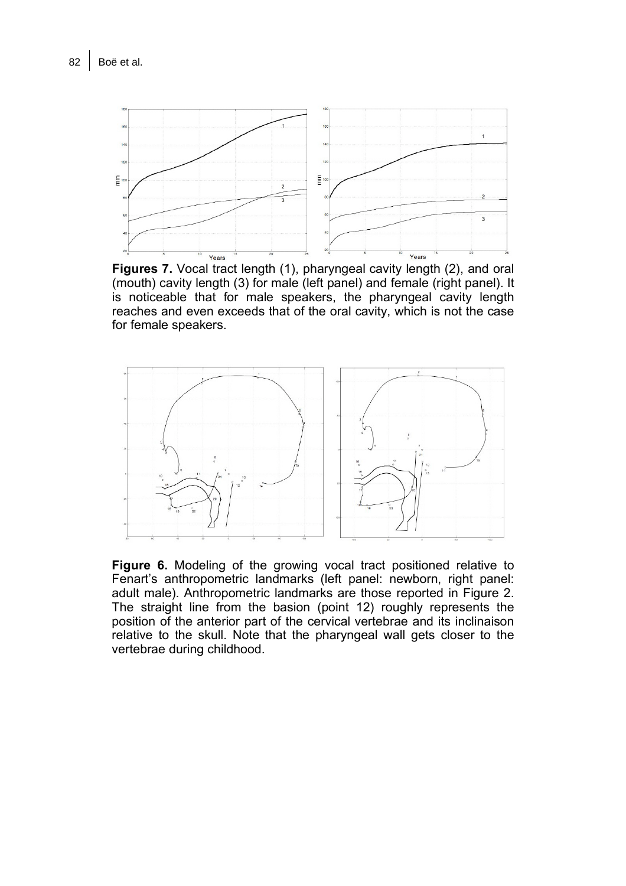Years

Years

**Figures 7.** Vocal tract length (1), pharyngeal cavity length (2), and oral (mouth) cavity length (3) for male (left panel) and female (right panel). It is noticeable that for male speakers, the pharyngeal cavity length reaches and even exceeds that of the oral cavity, which is not the case for female speakers.

**Figure 6.** Modeling of the growing vocal tract positioned relative to Fenart's anthropometric landmarks (left panel: newborn, right panel: adult male). Anthropometric landmarks are those reported in Figure 2. The straight line from the basion (point 12) roughly represents the position of the anterior part of the cervical vertebrae and its inclinaison relative to the skull. Note that the pharyngeal wall gets closer to the vertebrae during childhood.